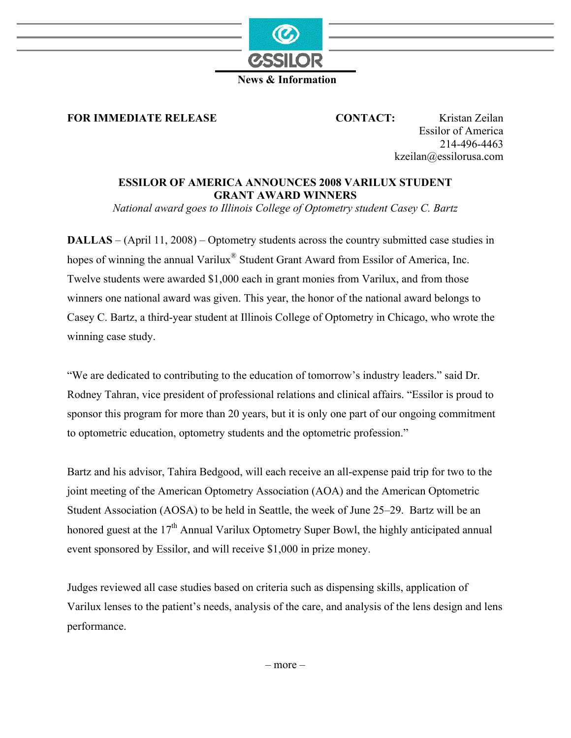**News & Information**

**FOR IMMEDIATE RELEASE**

**CONTACT:** Kristan Zeilan
Essilor of America
214-496-4463
kzeilan@essilorusa.com

# ESSILOR OF AMERICA ANNOUNCES 2008 VARILUX STUDENT GRANT AWARD WINNERS

*National award goes to Illinois College of Optometry student Casey C. Bartz*

**DALLAS** – (April 11, 2008) – Optometry students across the country submitted case studies in hopes of winning the annual Varilux® Student Grant Award from Essilor of America, Inc. Twelve students were awarded $1,000 each in grant monies from Varilux, and from those winners one national award was given. This year, the honor of the national award belongs to Casey C. Bartz, a third-year student at Illinois College of Optometry in Chicago, who wrote the winning case study.

"We are dedicated to contributing to the education of tomorrow's industry leaders." said Dr. Rodney Tahran, vice president of professional relations and clinical affairs. "Essilor is proud to sponsor this program for more than 20 years, but it is only one part of our ongoing commitment to optometric education, optometry students and the optometric profession."

Bartz and his advisor, Tahira Bedgood, will each receive an all-expense paid trip for two to the joint meeting of the American Optometry Association (AOA) and the American Optometric Student Association (AOSA) to be held in Seattle, the week of June 25–29. Bartz will be an honored guest at the 17th Annual Varilux Optometry Super Bowl, the highly anticipated annual event sponsored by Essilor, and will receive $1,000 in prize money.

Judges reviewed all case studies based on criteria such as dispensing skills, application of Varilux lenses to the patient's needs, analysis of the care, and analysis of the lens design and lens performance.

– more –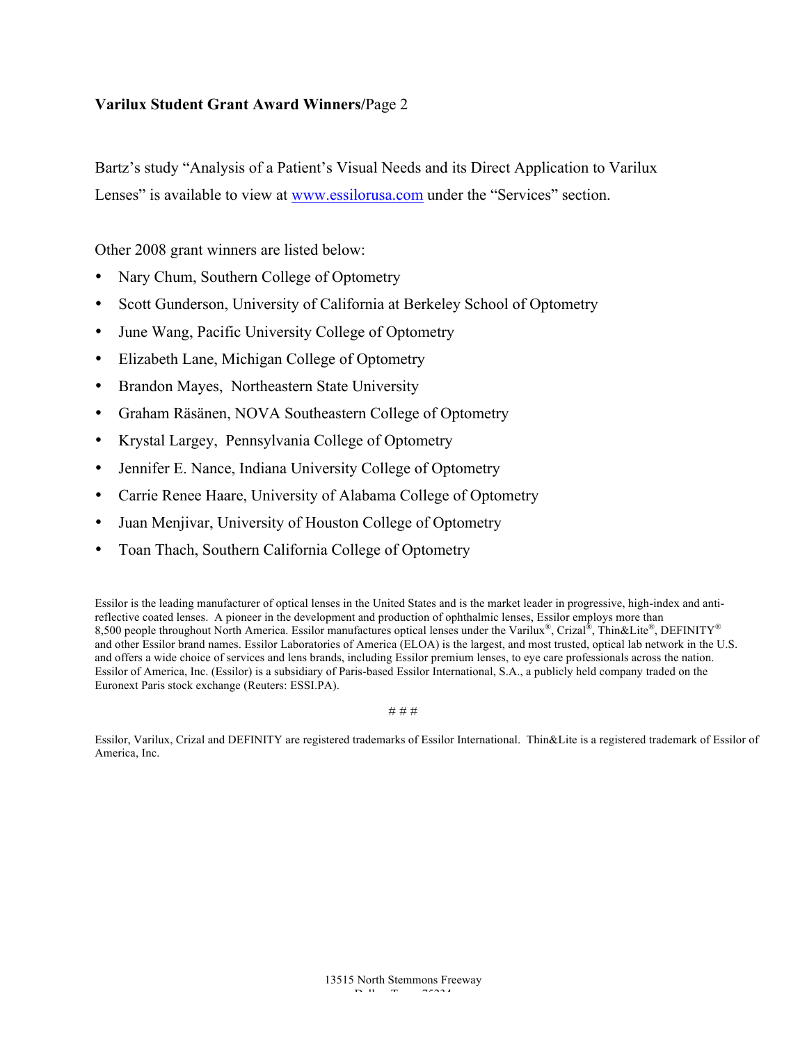Bartz's study "Analysis of a Patient's Visual Needs and its Direct Application to Varilux Lenses" is available to view at www.essilorusa.com under the "Services" section.

Other 2008 grant winners are listed below:

- Nary Chum, Southern College of Optometry
- Scott Gunderson, University of California at Berkeley School of Optometry
- June Wang, Pacific University College of Optometry
- Elizabeth Lane, Michigan College of Optometry
- Brandon Mayes, Northeastern State University
- Graham Räsänen, NOVA Southeastern College of Optometry
- Krystal Largey, Pennsylvania College of Optometry
- Jennifer E. Nance, Indiana University College of Optometry
- Carrie Renee Haare, University of Alabama College of Optometry
- Juan Menjivar, University of Houston College of Optometry
- Toan Thach, Southern California College of Optometry

Essilor is the leading manufacturer of optical lenses in the United States and is the market leader in progressive, high-index and anti-reflective coated lenses. A pioneer in the development and production of ophthalmic lenses, Essilor employs more than 8,500 people throughout North America. Essilor manufactures optical lenses under the Varilux®, Crizal®, Thin&Lite®, DEFINITY® and other Essilor brand names. Essilor Laboratories of America (ELOA) is the largest, and most trusted, optical lab network in the U.S. and offers a wide choice of services and lens brands, including Essilor premium lenses, to eye care professionals across the nation. Essilor of America, Inc. (Essilor) is a subsidiary of Paris-based Essilor International, S.A., a publicly held company traded on the Euronext Paris stock exchange (Reuters: ESSI.PA).

# # #

Essilor, Varilux, Crizal and DEFINITY are registered trademarks of Essilor International. Thin&Lite is a registered trademark of Essilor of America, Inc.

13515 North Stemmons Freeway